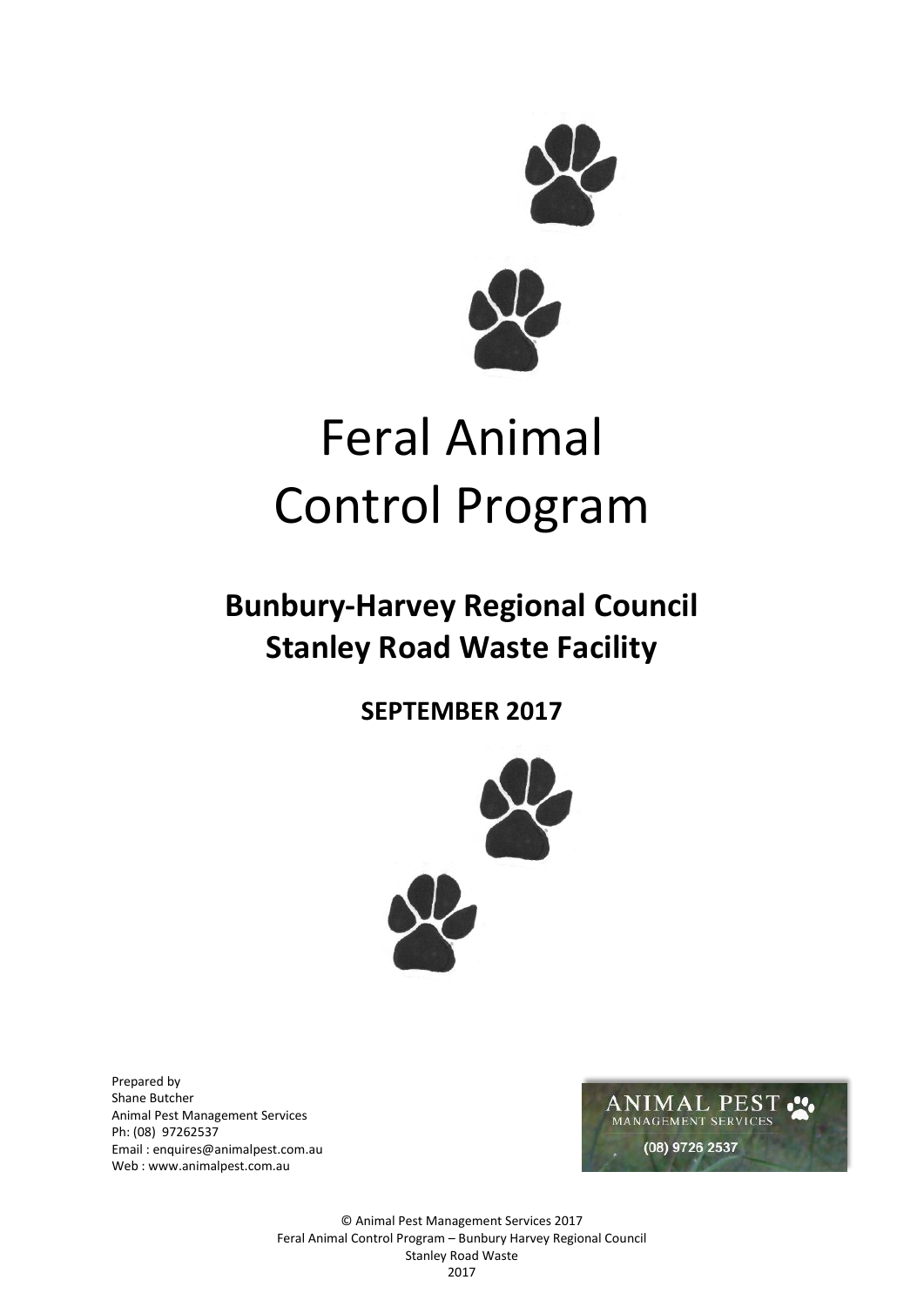# Feral Animal Control Program

## Bunbury-Harvey Regional Council
## Stanley Road Waste Facility

**SEPTEMBER 2017**

Prepared by
Shane Butcher
Animal Pest Management Services
Ph: (08) 97262537
Email : enquires@animalpest.com.au
Web : www.animalpest.com.au

ANIMAL PEST
MANAGEMENT SERVICES
(08) 9726 2537

© Animal Pest Management Services 2017
Feral Animal Control Program – Bunbury Harvey Regional Council
Stanley Road Waste
2017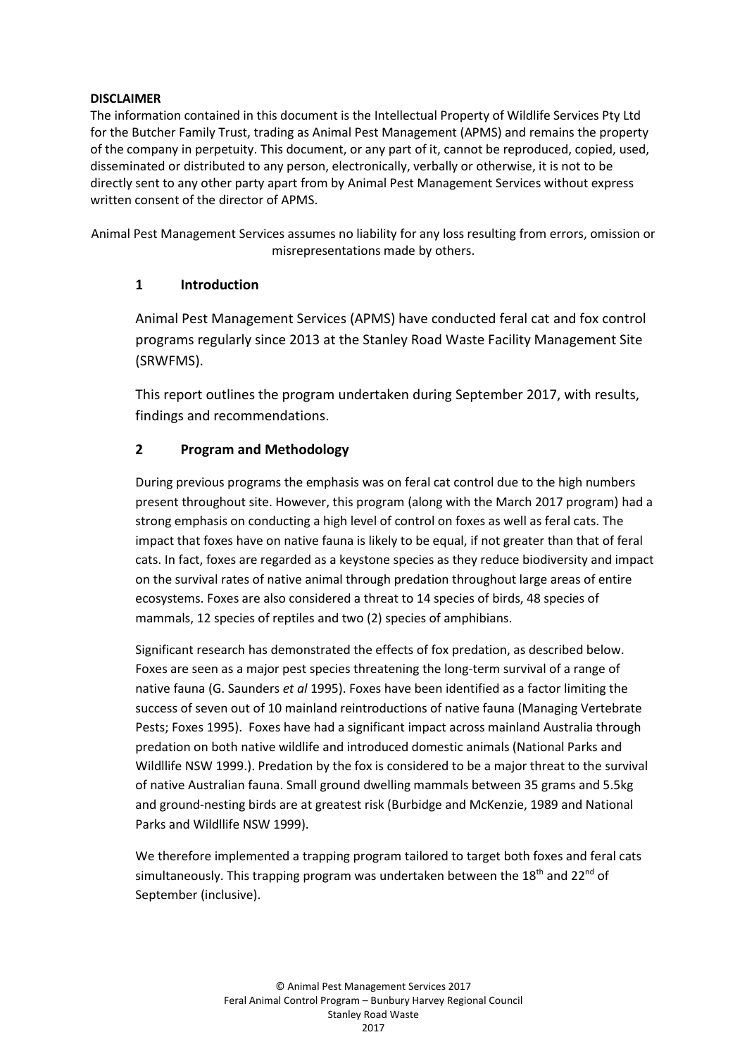**DISCLAIMER**

The information contained in this document is the Intellectual Property of Wildlife Services Pty Ltd for the Butcher Family Trust, trading as Animal Pest Management (APMS) and remains the property of the company in perpetuity. This document, or any part of it, cannot be reproduced, copied, used, disseminated or distributed to any person, electronically, verbally or otherwise, it is not to be directly sent to any other party apart from by Animal Pest Management Services without express written consent of the director of APMS.

Animal Pest Management Services assumes no liability for any loss resulting from errors, omission or misrepresentations made by others.

## 1 Introduction

Animal Pest Management Services (APMS) have conducted feral cat and fox control programs regularly since 2013 at the Stanley Road Waste Facility Management Site (SRWFMS).

This report outlines the program undertaken during September 2017, with results, findings and recommendations.

## 2 Program and Methodology

During previous programs the emphasis was on feral cat control due to the high numbers present throughout site. However, this program (along with the March 2017 program) had a strong emphasis on conducting a high level of control on foxes as well as feral cats. The impact that foxes have on native fauna is likely to be equal, if not greater than that of feral cats. In fact, foxes are regarded as a keystone species as they reduce biodiversity and impact on the survival rates of native animal through predation throughout large areas of entire ecosystems. Foxes are also considered a threat to 14 species of birds, 48 species of mammals, 12 species of reptiles and two (2) species of amphibians.

Significant research has demonstrated the effects of fox predation, as described below. Foxes are seen as a major pest species threatening the long-term survival of a range of native fauna (G. Saunders *et al* 1995). Foxes have been identified as a factor limiting the success of seven out of 10 mainland reintroductions of native fauna (Managing Vertebrate Pests; Foxes 1995). Foxes have had a significant impact across mainland Australia through predation on both native wildlife and introduced domestic animals (National Parks and Wildllife NSW 1999.). Predation by the fox is considered to be a major threat to the survival of native Australian fauna. Small ground dwelling mammals between 35 grams and 5.5kg and ground-nesting birds are at greatest risk (Burbidge and McKenzie, 1989 and National Parks and Wildllife NSW 1999).

We therefore implemented a trapping program tailored to target both foxes and feral cats simultaneously. This trapping program was undertaken between the 18th and 22nd of September (inclusive).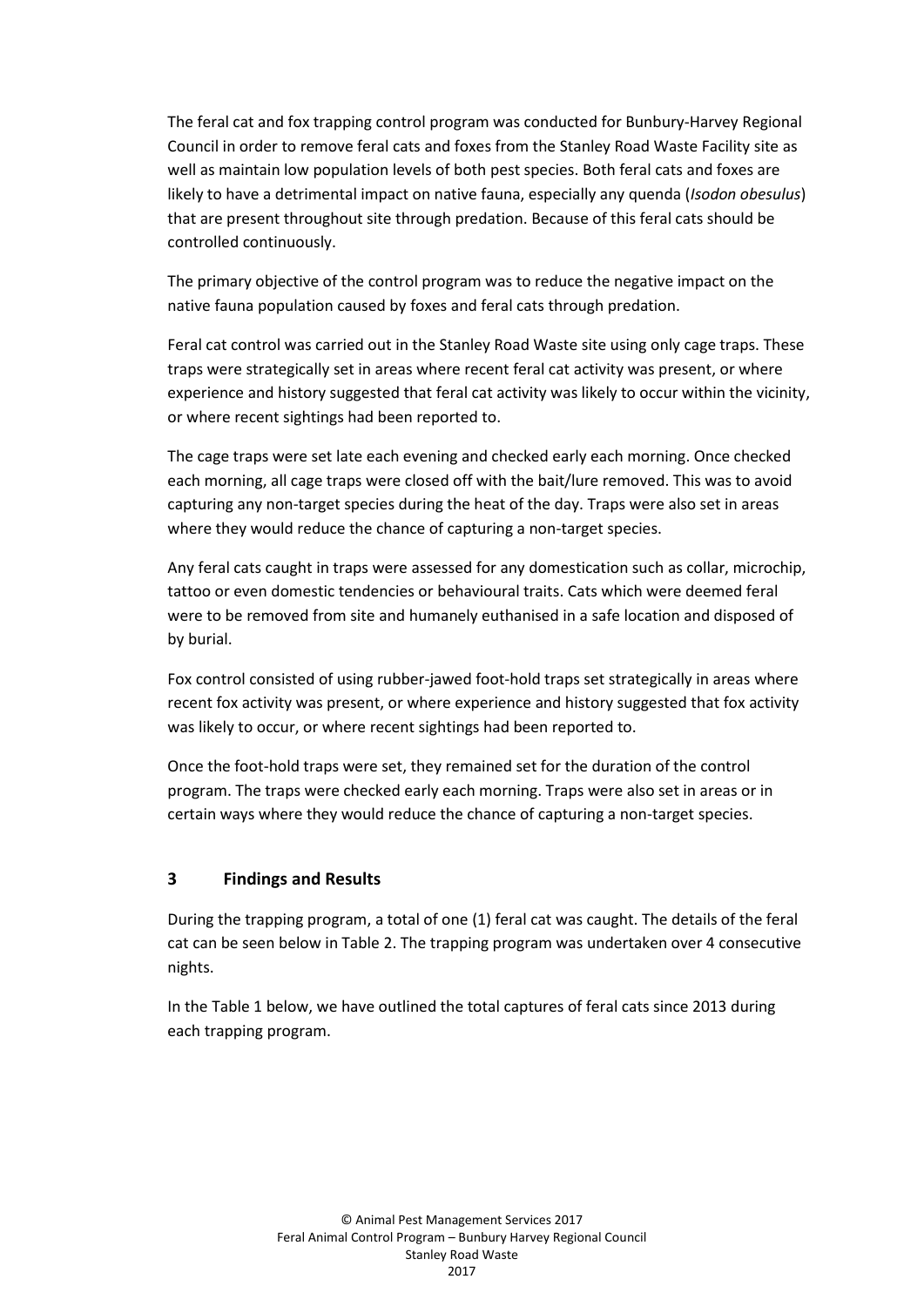The feral cat and fox trapping control program was conducted for Bunbury-Harvey Regional Council in order to remove feral cats and foxes from the Stanley Road Waste Facility site as well as maintain low population levels of both pest species. Both feral cats and foxes are likely to have a detrimental impact on native fauna, especially any quenda (*Isodon obesulus*) that are present throughout site through predation. Because of this feral cats should be controlled continuously.

The primary objective of the control program was to reduce the negative impact on the native fauna population caused by foxes and feral cats through predation.

Feral cat control was carried out in the Stanley Road Waste site using only cage traps. These traps were strategically set in areas where recent feral cat activity was present, or where experience and history suggested that feral cat activity was likely to occur within the vicinity, or where recent sightings had been reported to.

The cage traps were set late each evening and checked early each morning. Once checked each morning, all cage traps were closed off with the bait/lure removed. This was to avoid capturing any non-target species during the heat of the day. Traps were also set in areas where they would reduce the chance of capturing a non-target species.

Any feral cats caught in traps were assessed for any domestication such as collar, microchip, tattoo or even domestic tendencies or behavioural traits. Cats which were deemed feral were to be removed from site and humanely euthanised in a safe location and disposed of by burial.

Fox control consisted of using rubber-jawed foot-hold traps set strategically in areas where recent fox activity was present, or where experience and history suggested that fox activity was likely to occur, or where recent sightings had been reported to.

Once the foot-hold traps were set, they remained set for the duration of the control program. The traps were checked early each morning. Traps were also set in areas or in certain ways where they would reduce the chance of capturing a non-target species.

## 3 Findings and Results

During the trapping program, a total of one (1) feral cat was caught. The details of the feral cat can be seen below in Table 2. The trapping program was undertaken over 4 consecutive nights.

In the Table 1 below, we have outlined the total captures of feral cats since 2013 during each trapping program.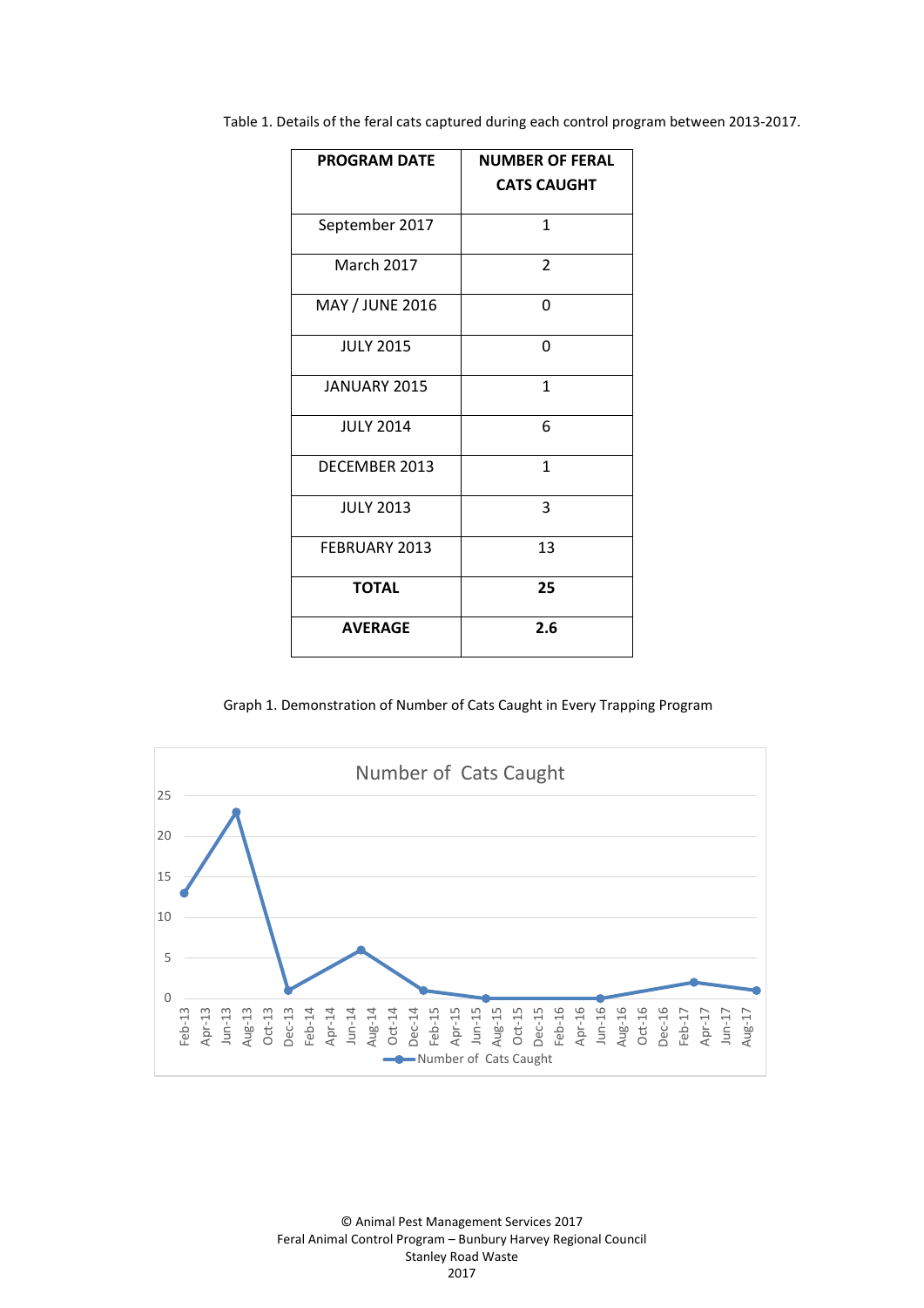Table 1. Details of the feral cats captured during each control program between 2013-2017.

| PROGRAM DATE | NUMBER OF FERAL CATS CAUGHT |
|---|---|
| September 2017 | 1 |
| March 2017 | 2 |
| MAY / JUNE 2016 | 0 |
| JULY 2015 | 0 |
| JANUARY 2015 | 1 |
| JULY 2014 | 6 |
| DECEMBER 2013 | 1 |
| JULY 2013 | 3 |
| FEBRUARY 2013 | 13 |
| **TOTAL** | **25** |
| **AVERAGE** | **2.6** |

Graph 1. Demonstration of Number of Cats Caught in Every Trapping Program

Number of Cats Caught

| Date | Number of Cats Caught |
|---|---|
| Feb-13 | 13 |
| Jul-13 | 23 |
| Dec-13 | 1 |
| Jul-14 | 6 |
| Jan-15 | 1 |
| Jul-15 | 0 |
| Jun-16 | 0 |
| Mar-17 | 2 |
| Sep-17 | 1 |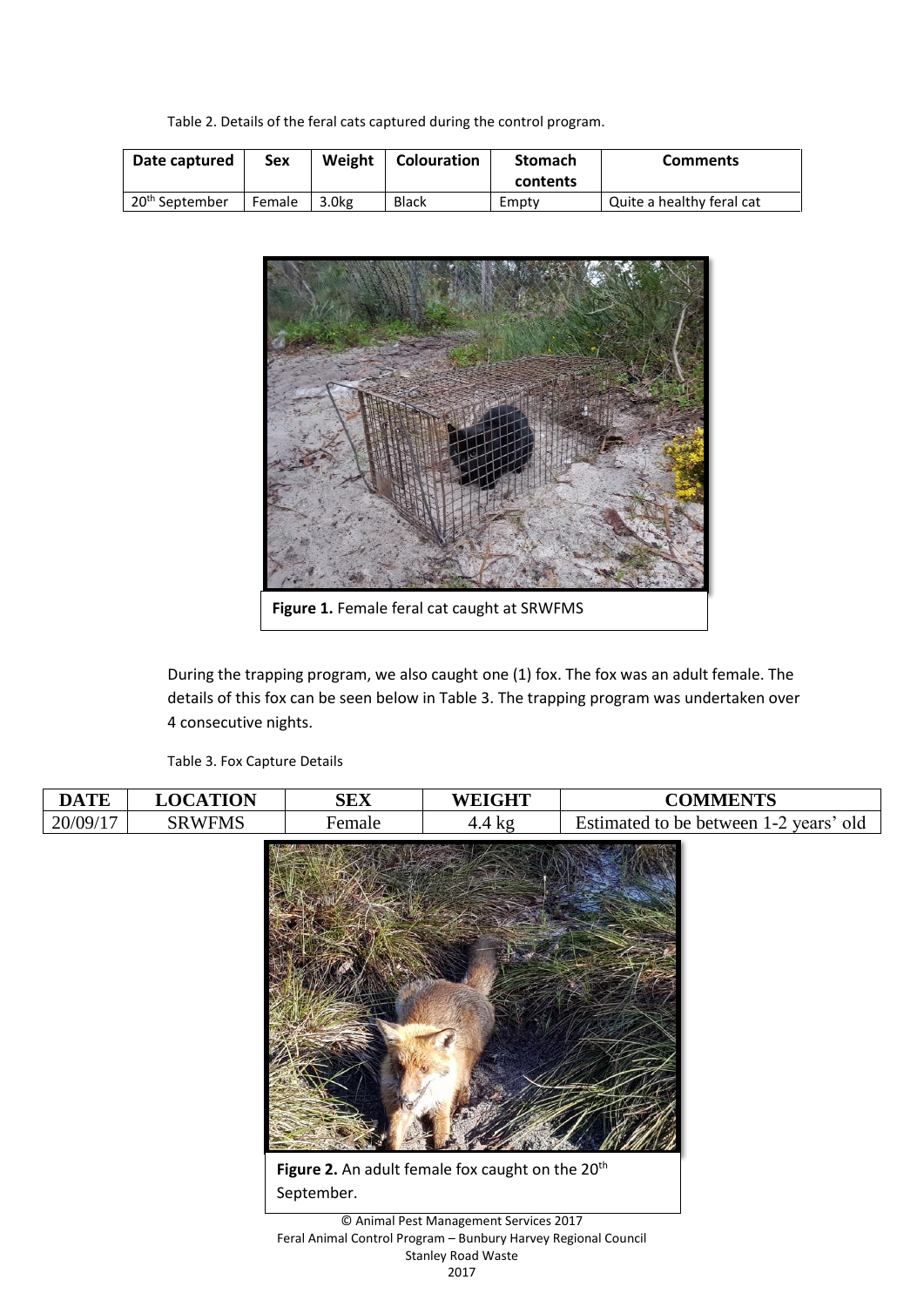Table 2. Details of the feral cats captured during the control program.

| Date captured | Sex | Weight | Colouration | Stomach contents | Comments |
| --- | --- | --- | --- | --- | --- |
| 20th September | Female | 3.0kg | Black | Empty | Quite a healthy feral cat |

**Figure 1.** Female feral cat caught at SRWFMS

During the trapping program, we also caught one (1) fox. The fox was an adult female. The details of this fox can be seen below in Table 3. The trapping program was undertaken over 4 consecutive nights.

Table 3. Fox Capture Details

| DATE | LOCATION | SEX | WEIGHT | COMMENTS |
| --- | --- | --- | --- | --- |
| 20/09/17 | SRWFMS | Female | 4.4 kg | Estimated to be between 1-2 years' old |

**Figure 2.** An adult female fox caught on the 20th September.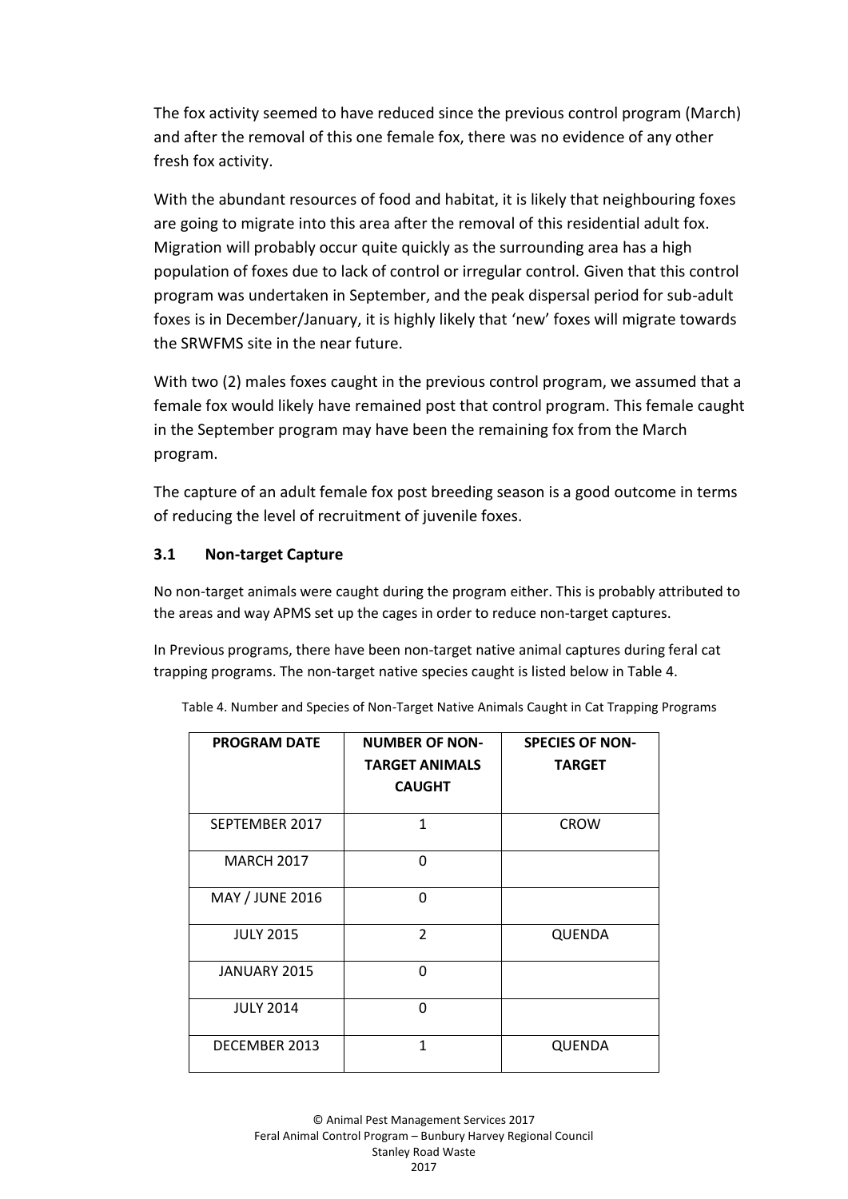The fox activity seemed to have reduced since the previous control program (March) and after the removal of this one female fox, there was no evidence of any other fresh fox activity.

With the abundant resources of food and habitat, it is likely that neighbouring foxes are going to migrate into this area after the removal of this residential adult fox. Migration will probably occur quite quickly as the surrounding area has a high population of foxes due to lack of control or irregular control. Given that this control program was undertaken in September, and the peak dispersal period for sub-adult foxes is in December/January, it is highly likely that 'new' foxes will migrate towards the SRWFMS site in the near future.

With two (2) males foxes caught in the previous control program, we assumed that a female fox would likely have remained post that control program. This female caught in the September program may have been the remaining fox from the March program.

The capture of an adult female fox post breeding season is a good outcome in terms of reducing the level of recruitment of juvenile foxes.

### 3.1 Non-target Capture

No non-target animals were caught during the program either. This is probably attributed to the areas and way APMS set up the cages in order to reduce non-target captures.

In Previous programs, there have been non-target native animal captures during feral cat trapping programs. The non-target native species caught is listed below in Table 4.

Table 4. Number and Species of Non-Target Native Animals Caught in Cat Trapping Programs

| PROGRAM DATE | NUMBER OF NON-TARGET ANIMALS CAUGHT | SPECIES OF NON-TARGET |
|---|---|---|
| SEPTEMBER 2017 | 1 | CROW |
| MARCH 2017 | 0 | |
| MAY / JUNE 2016 | 0 | |
| JULY 2015 | 2 | QUENDA |
| JANUARY 2015 | 0 | |
| JULY 2014 | 0 | |
| DECEMBER 2013 | 1 | QUENDA |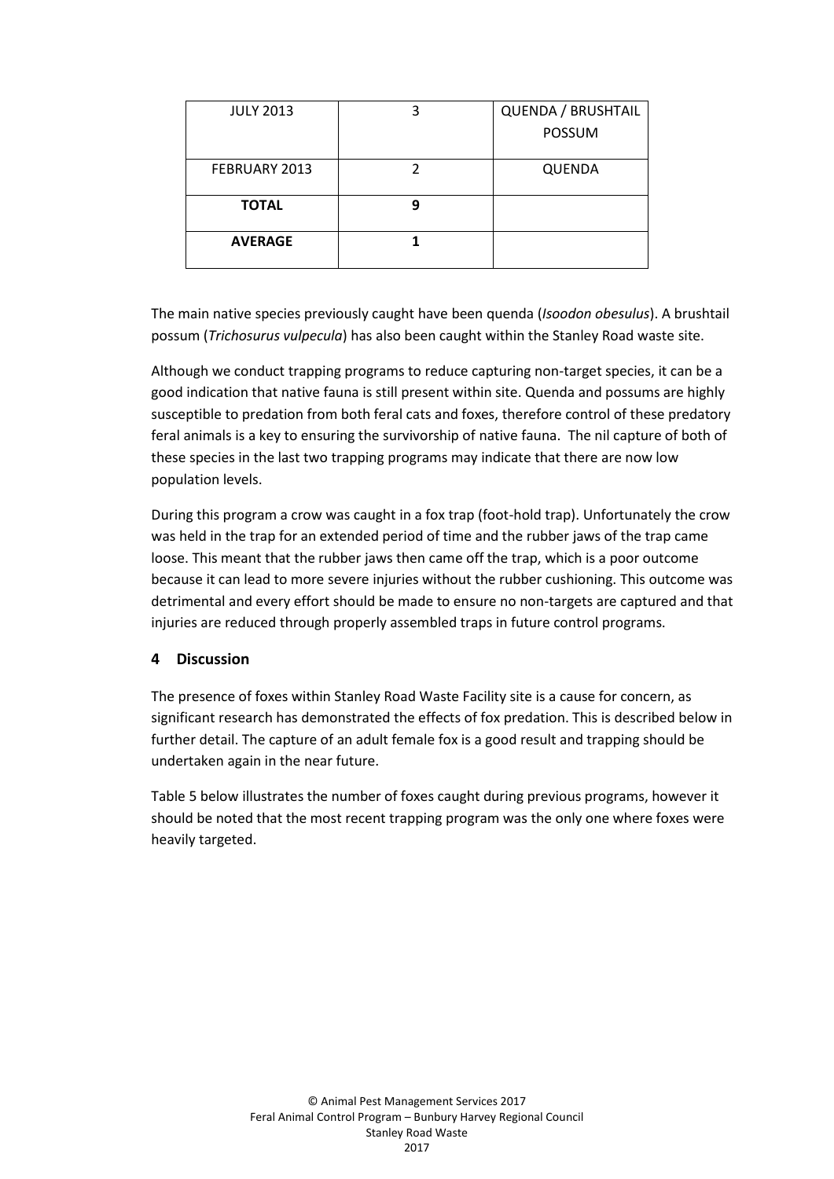| JULY 2013 | 3 | QUENDA / BRUSHTAIL POSSUM |
|---|---|---|
| FEBRUARY 2013 | 2 | QUENDA |
| **TOTAL** | **9** | |
| **AVERAGE** | **1** | |

The main native species previously caught have been quenda (*Isoodon obesulus*). A brushtail possum (*Trichosurus vulpecula*) has also been caught within the Stanley Road waste site.

Although we conduct trapping programs to reduce capturing non-target species, it can be a good indication that native fauna is still present within site. Quenda and possums are highly susceptible to predation from both feral cats and foxes, therefore control of these predatory feral animals is a key to ensuring the survivorship of native fauna. The nil capture of both of these species in the last two trapping programs may indicate that there are now low population levels.

During this program a crow was caught in a fox trap (foot-hold trap). Unfortunately the crow was held in the trap for an extended period of time and the rubber jaws of the trap came loose. This meant that the rubber jaws then came off the trap, which is a poor outcome because it can lead to more severe injuries without the rubber cushioning. This outcome was detrimental and every effort should be made to ensure no non-targets are captured and that injuries are reduced through properly assembled traps in future control programs.

## 4 Discussion

The presence of foxes within Stanley Road Waste Facility site is a cause for concern, as significant research has demonstrated the effects of fox predation. This is described below in further detail. The capture of an adult female fox is a good result and trapping should be undertaken again in the near future.

Table 5 below illustrates the number of foxes caught during previous programs, however it should be noted that the most recent trapping program was the only one where foxes were heavily targeted.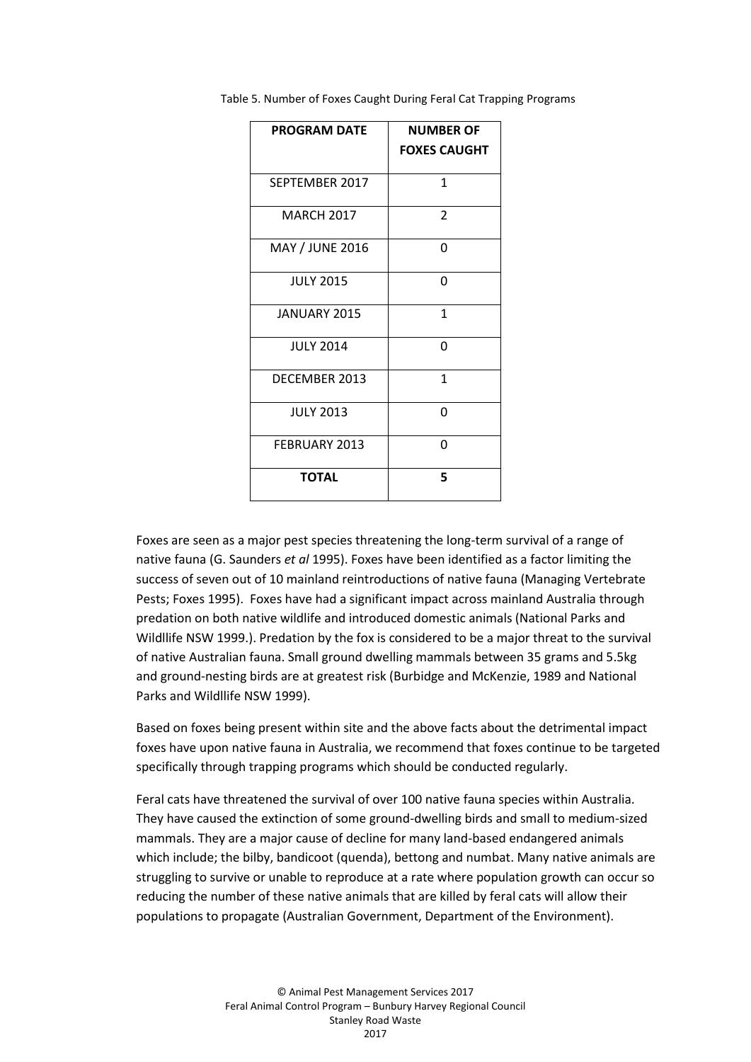Table 5. Number of Foxes Caught During Feral Cat Trapping Programs

| PROGRAM DATE | NUMBER OF FOXES CAUGHT |
|---|---|
| SEPTEMBER 2017 | 1 |
| MARCH 2017 | 2 |
| MAY / JUNE 2016 | 0 |
| JULY 2015 | 0 |
| JANUARY 2015 | 1 |
| JULY 2014 | 0 |
| DECEMBER 2013 | 1 |
| JULY 2013 | 0 |
| FEBRUARY 2013 | 0 |
| **TOTAL** | **5** |

Foxes are seen as a major pest species threatening the long-term survival of a range of native fauna (G. Saunders *et al* 1995). Foxes have been identified as a factor limiting the success of seven out of 10 mainland reintroductions of native fauna (Managing Vertebrate Pests; Foxes 1995). Foxes have had a significant impact across mainland Australia through predation on both native wildlife and introduced domestic animals (National Parks and Wildllife NSW 1999.). Predation by the fox is considered to be a major threat to the survival of native Australian fauna. Small ground dwelling mammals between 35 grams and 5.5kg and ground-nesting birds are at greatest risk (Burbidge and McKenzie, 1989 and National Parks and Wildllife NSW 1999).

Based on foxes being present within site and the above facts about the detrimental impact foxes have upon native fauna in Australia, we recommend that foxes continue to be targeted specifically through trapping programs which should be conducted regularly.

Feral cats have threatened the survival of over 100 native fauna species within Australia. They have caused the extinction of some ground-dwelling birds and small to medium-sized mammals. They are a major cause of decline for many land-based endangered animals which include; the bilby, bandicoot (quenda), bettong and numbat. Many native animals are struggling to survive or unable to reproduce at a rate where population growth can occur so reducing the number of these native animals that are killed by feral cats will allow their populations to propagate (Australian Government, Department of the Environment).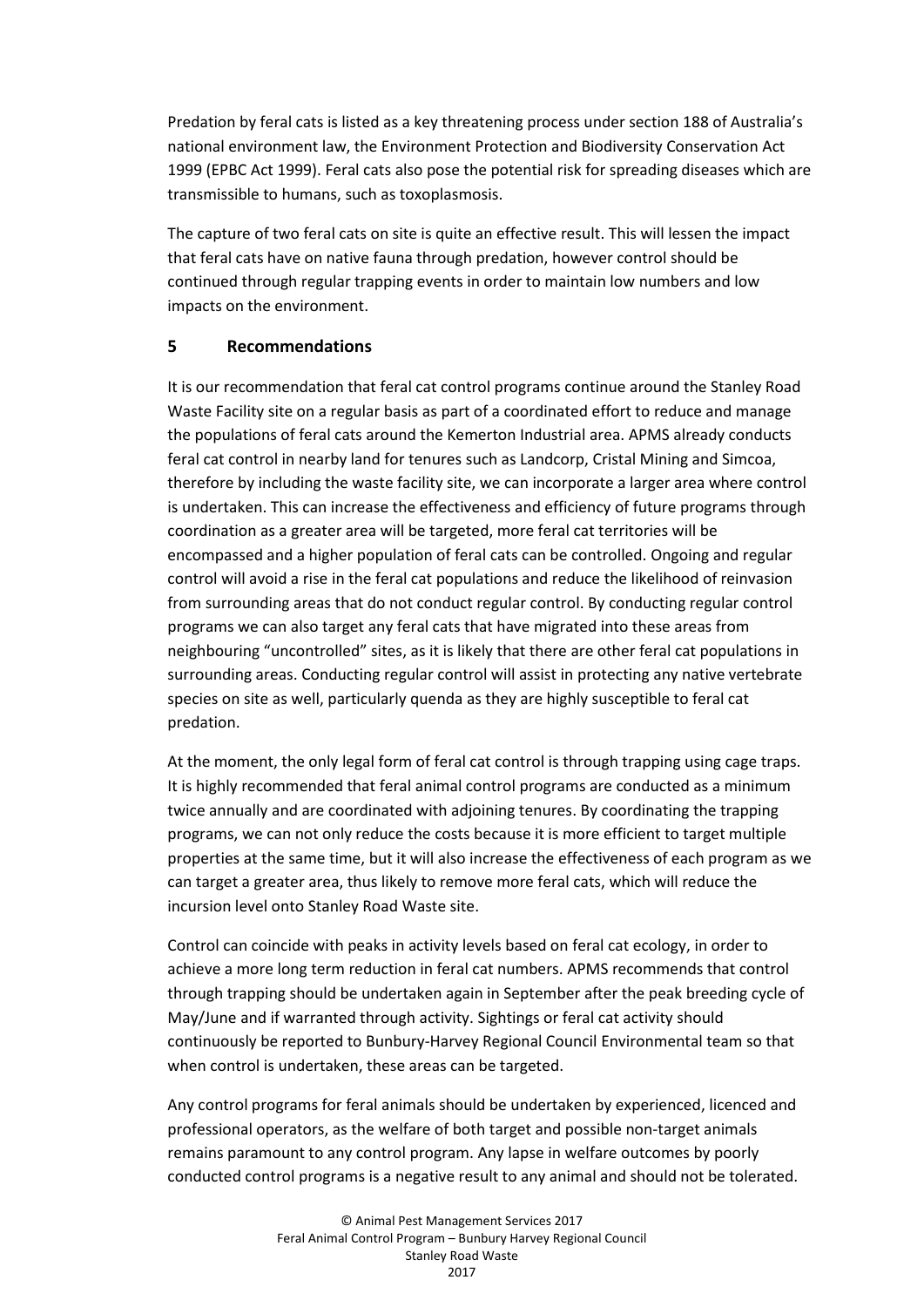Predation by feral cats is listed as a key threatening process under section 188 of Australia's national environment law, the Environment Protection and Biodiversity Conservation Act 1999 (EPBC Act 1999). Feral cats also pose the potential risk for spreading diseases which are transmissible to humans, such as toxoplasmosis.

The capture of two feral cats on site is quite an effective result. This will lessen the impact that feral cats have on native fauna through predation, however control should be continued through regular trapping events in order to maintain low numbers and low impacts on the environment.

## 5 Recommendations

It is our recommendation that feral cat control programs continue around the Stanley Road Waste Facility site on a regular basis as part of a coordinated effort to reduce and manage the populations of feral cats around the Kemerton Industrial area. APMS already conducts feral cat control in nearby land for tenures such as Landcorp, Cristal Mining and Simcoa, therefore by including the waste facility site, we can incorporate a larger area where control is undertaken. This can increase the effectiveness and efficiency of future programs through coordination as a greater area will be targeted, more feral cat territories will be encompassed and a higher population of feral cats can be controlled. Ongoing and regular control will avoid a rise in the feral cat populations and reduce the likelihood of reinvasion from surrounding areas that do not conduct regular control. By conducting regular control programs we can also target any feral cats that have migrated into these areas from neighbouring "uncontrolled" sites, as it is likely that there are other feral cat populations in surrounding areas. Conducting regular control will assist in protecting any native vertebrate species on site as well, particularly quenda as they are highly susceptible to feral cat predation.

At the moment, the only legal form of feral cat control is through trapping using cage traps. It is highly recommended that feral animal control programs are conducted as a minimum twice annually and are coordinated with adjoining tenures. By coordinating the trapping programs, we can not only reduce the costs because it is more efficient to target multiple properties at the same time, but it will also increase the effectiveness of each program as we can target a greater area, thus likely to remove more feral cats, which will reduce the incursion level onto Stanley Road Waste site.

Control can coincide with peaks in activity levels based on feral cat ecology, in order to achieve a more long term reduction in feral cat numbers. APMS recommends that control through trapping should be undertaken again in September after the peak breeding cycle of May/June and if warranted through activity. Sightings or feral cat activity should continuously be reported to Bunbury-Harvey Regional Council Environmental team so that when control is undertaken, these areas can be targeted.

Any control programs for feral animals should be undertaken by experienced, licenced and professional operators, as the welfare of both target and possible non-target animals remains paramount to any control program. Any lapse in welfare outcomes by poorly conducted control programs is a negative result to any animal and should not be tolerated.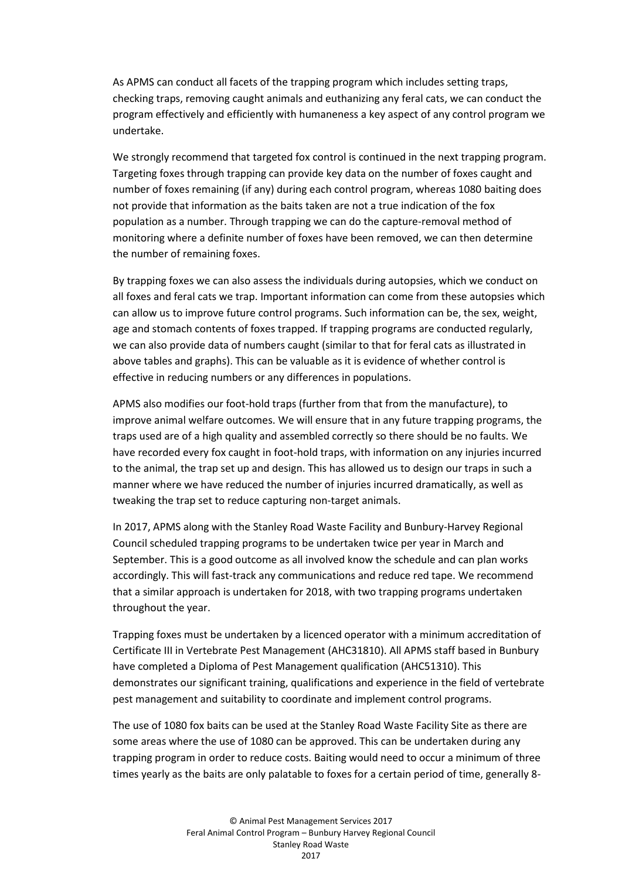As APMS can conduct all facets of the trapping program which includes setting traps, checking traps, removing caught animals and euthanizing any feral cats, we can conduct the program effectively and efficiently with humaneness a key aspect of any control program we undertake.

We strongly recommend that targeted fox control is continued in the next trapping program. Targeting foxes through trapping can provide key data on the number of foxes caught and number of foxes remaining (if any) during each control program, whereas 1080 baiting does not provide that information as the baits taken are not a true indication of the fox population as a number. Through trapping we can do the capture-removal method of monitoring where a definite number of foxes have been removed, we can then determine the number of remaining foxes.

By trapping foxes we can also assess the individuals during autopsies, which we conduct on all foxes and feral cats we trap. Important information can come from these autopsies which can allow us to improve future control programs. Such information can be, the sex, weight, age and stomach contents of foxes trapped. If trapping programs are conducted regularly, we can also provide data of numbers caught (similar to that for feral cats as illustrated in above tables and graphs). This can be valuable as it is evidence of whether control is effective in reducing numbers or any differences in populations.

APMS also modifies our foot-hold traps (further from that from the manufacture), to improve animal welfare outcomes. We will ensure that in any future trapping programs, the traps used are of a high quality and assembled correctly so there should be no faults. We have recorded every fox caught in foot-hold traps, with information on any injuries incurred to the animal, the trap set up and design. This has allowed us to design our traps in such a manner where we have reduced the number of injuries incurred dramatically, as well as tweaking the trap set to reduce capturing non-target animals.

In 2017, APMS along with the Stanley Road Waste Facility and Bunbury-Harvey Regional Council scheduled trapping programs to be undertaken twice per year in March and September. This is a good outcome as all involved know the schedule and can plan works accordingly. This will fast-track any communications and reduce red tape. We recommend that a similar approach is undertaken for 2018, with two trapping programs undertaken throughout the year.

Trapping foxes must be undertaken by a licenced operator with a minimum accreditation of Certificate III in Vertebrate Pest Management (AHC31810). All APMS staff based in Bunbury have completed a Diploma of Pest Management qualification (AHC51310). This demonstrates our significant training, qualifications and experience in the field of vertebrate pest management and suitability to coordinate and implement control programs.

The use of 1080 fox baits can be used at the Stanley Road Waste Facility Site as there are some areas where the use of 1080 can be approved. This can be undertaken during any trapping program in order to reduce costs. Baiting would need to occur a minimum of three times yearly as the baits are only palatable to foxes for a certain period of time, generally 8-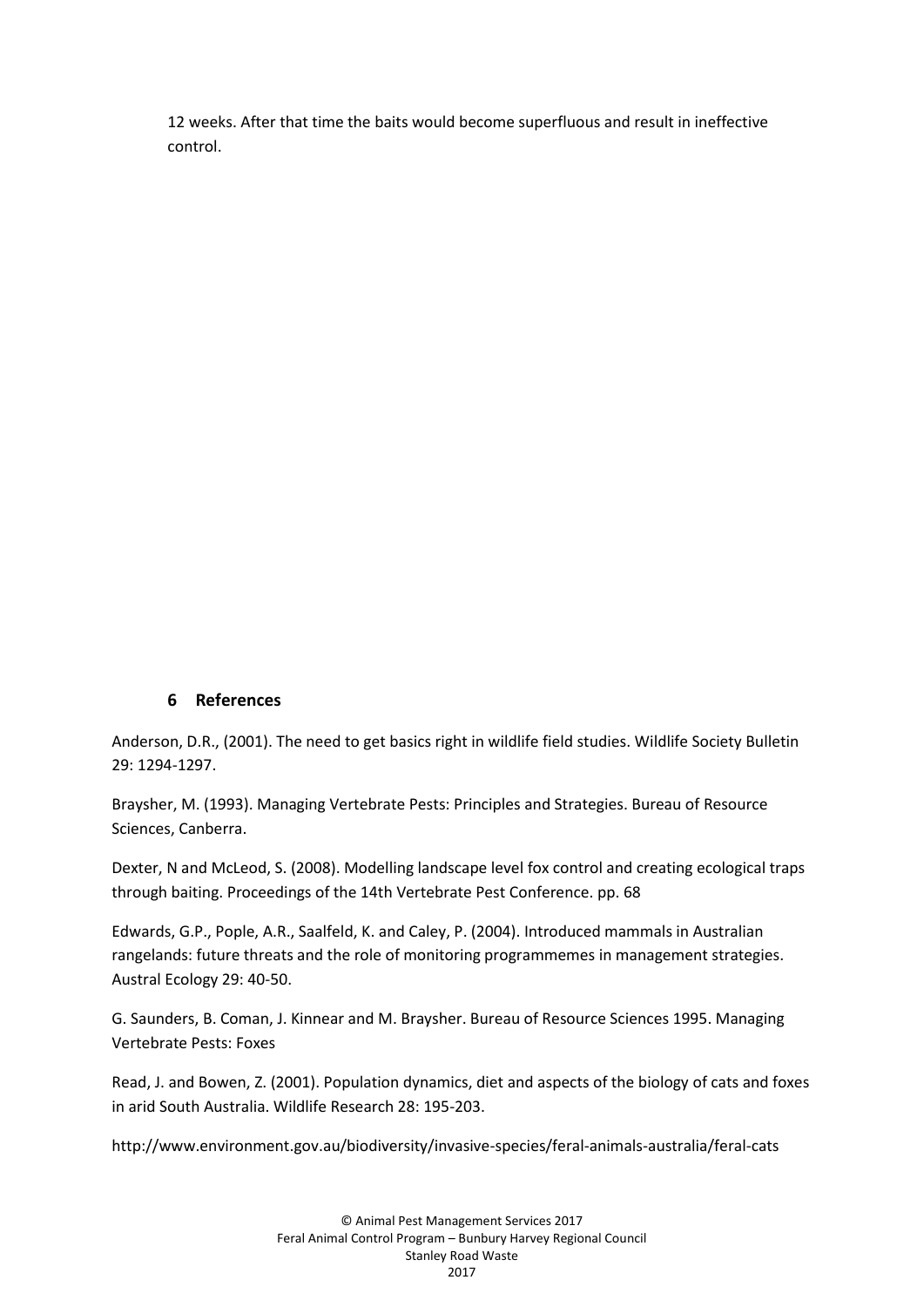12 weeks. After that time the baits would become superfluous and result in ineffective control.

## 6 References

Anderson, D.R., (2001). The need to get basics right in wildlife field studies. Wildlife Society Bulletin 29: 1294-1297.

Braysher, M. (1993). Managing Vertebrate Pests: Principles and Strategies. Bureau of Resource Sciences, Canberra.

Dexter, N and McLeod, S. (2008). Modelling landscape level fox control and creating ecological traps through baiting. Proceedings of the 14th Vertebrate Pest Conference. pp. 68

Edwards, G.P., Pople, A.R., Saalfeld, K. and Caley, P. (2004). Introduced mammals in Australian rangelands: future threats and the role of monitoring programmemes in management strategies. Austral Ecology 29: 40-50.

G. Saunders, B. Coman, J. Kinnear and M. Braysher. Bureau of Resource Sciences 1995. Managing Vertebrate Pests: Foxes

Read, J. and Bowen, Z. (2001). Population dynamics, diet and aspects of the biology of cats and foxes in arid South Australia. Wildlife Research 28: 195-203.

http://www.environment.gov.au/biodiversity/invasive-species/feral-animals-australia/feral-cats